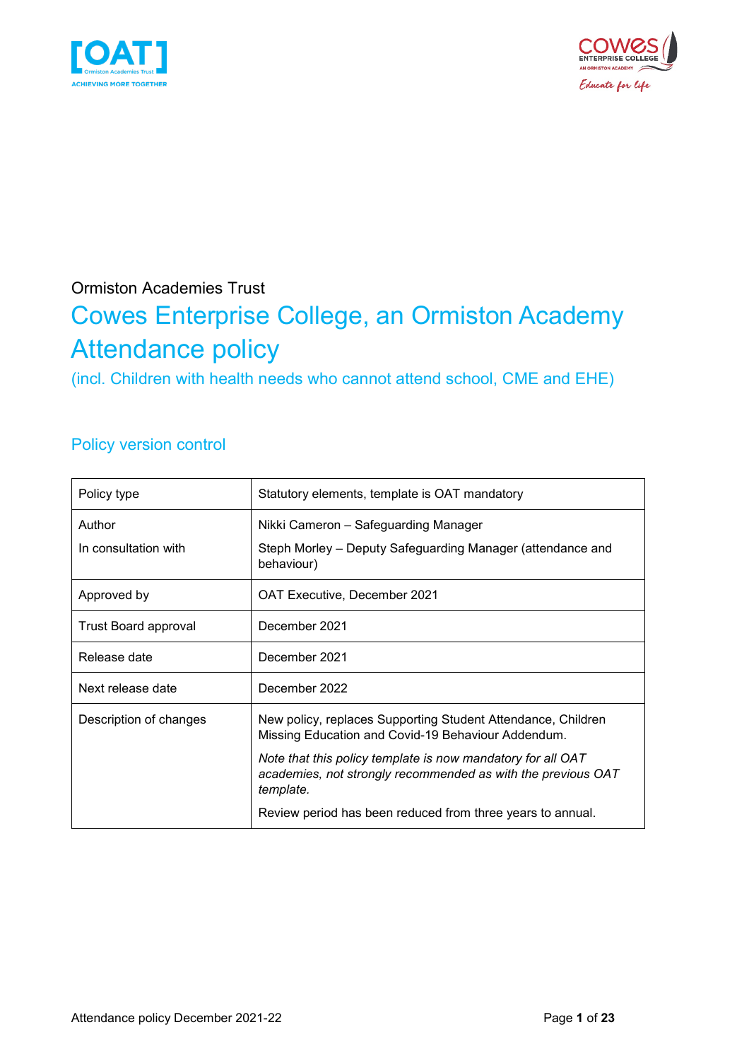Ormiston Academies Trust

# Cowes Enterprise College, an Ormiston Academy Attendance policy

(incl. Children with health needs who cannot attend school, CME and EHE)

## Policy version control

| | |
|---|---|
| Policy type | Statutory elements, template is OAT mandatory |
| Author<br>In consultation with | Nikki Cameron – Safeguarding Manager<br>Steph Morley – Deputy Safeguarding Manager (attendance and behaviour) |
| Approved by | OAT Executive, December 2021 |
| Trust Board approval | December 2021 |
| Release date | December 2021 |
| Next release date | December 2022 |
| Description of changes | New policy, replaces Supporting Student Attendance, Children Missing Education and Covid-19 Behaviour Addendum.<br>*Note that this policy template is now mandatory for all OAT academies, not strongly recommended as with the previous OAT template.*<br>Review period has been reduced from three years to annual. |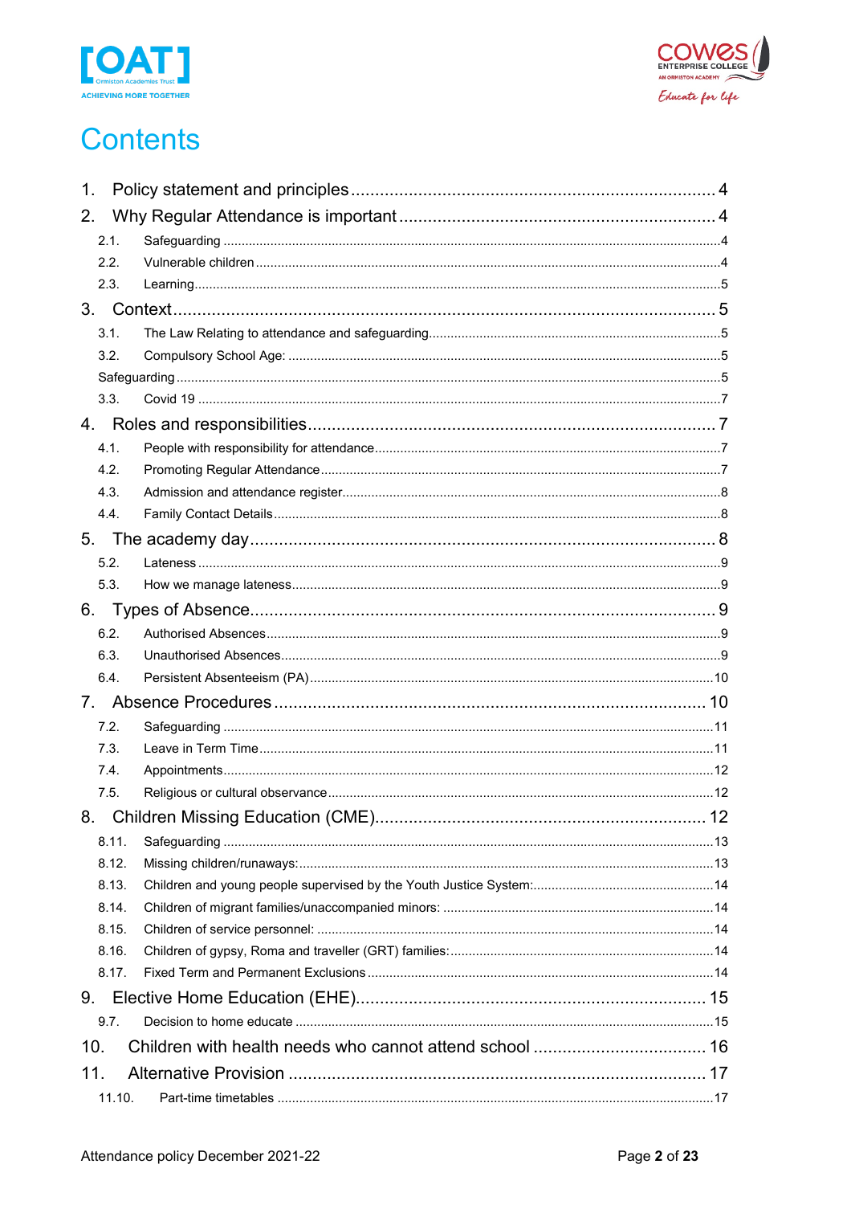# Contents

1. Policy statement and principles ........................................................................... 4
2. Why Regular Attendance is important ................................................................. 4
   - 2.1. Safeguarding ........................................................................................................4
   - 2.2. Vulnerable children ...............................................................................................4
   - 2.3. Learning................................................................................................................5
3. Context ................................................................................................................ 5
   - 3.1. The Law Relating to attendance and safeguarding................................................5
   - 3.2. Compulsory School Age: ......................................................................................5
   - Safeguarding ............................................................................................................5
   - 3.3. Covid 19 ...............................................................................................................7
4. Roles and responsibilities .................................................................................... 7
   - 4.1. People with responsibility for attendance ..............................................................7
   - 4.2. Promoting Regular Attendance .............................................................................7
   - 4.3. Admission and attendance register.......................................................................8
   - 4.4. Family Contact Details ..........................................................................................8
5. The academy day ................................................................................................ 8
   - 5.2. Lateness ...............................................................................................................9
   - 5.3. How we manage lateness .....................................................................................9
6. Types of Absence................................................................................................ 9
   - 6.2. Authorised Absences ............................................................................................9
   - 6.3. Unauthorised Absences ........................................................................................9
   - 6.4. Persistent Absenteeism (PA) ...............................................................................10
7. Absence Procedures ......................................................................................... 10
   - 7.2. Safeguarding .......................................................................................................11
   - 7.3. Leave in Term Time.............................................................................................11
   - 7.4. Appointments.......................................................................................................12
   - 7.5. Religious or cultural observance..........................................................................12
8. Children Missing Education (CME).................................................................... 12
   - 8.11. Safeguarding .......................................................................................................13
   - 8.12. Missing children/runaways:..................................................................................13
   - 8.13. Children and young people supervised by the Youth Justice System:..................14
   - 8.14. Children of migrant families/unaccompanied minors: ...........................................14
   - 8.15. Children of service personnel: .............................................................................14
   - 8.16. Children of gypsy, Roma and traveller (GRT) families:.........................................14
   - 8.17. Fixed Term and Permanent Exclusions ...............................................................14
9. Elective Home Education (EHE)........................................................................ 15
   - 9.7. Decision to home educate ..................................................................................15
10. Children with health needs who cannot attend school .................................... 16
11. Alternative Provision ...................................................................................... 17
    - 11.10. Part-time timetables .......................................................................................17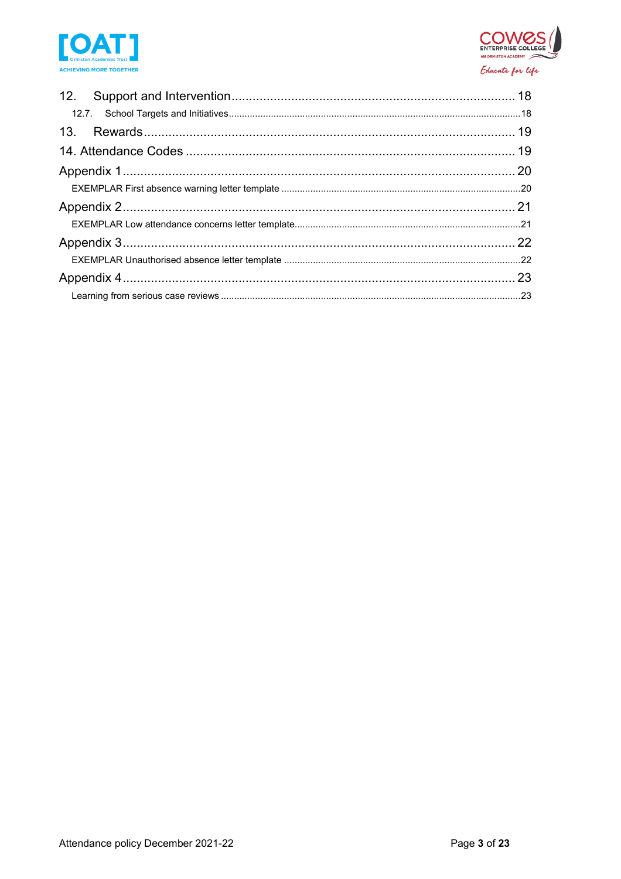12. Support and Intervention ........................................................................ 18

  12.7. School Targets and Initiatives ........................................................................ 18

13. Rewards ........................................................................ 19

14. Attendance Codes ........................................................................ 19

Appendix 1 ........................................................................ 20

  EXEMPLAR First absence warning letter template ........................................................................ 20

Appendix 2 ........................................................................ 21

  EXEMPLAR Low attendance concerns letter template ........................................................................ 21

Appendix 3 ........................................................................ 22

  EXEMPLAR Unauthorised absence letter template ........................................................................ 22

Appendix 4 ........................................................................ 23

  Learning from serious case reviews ........................................................................ 23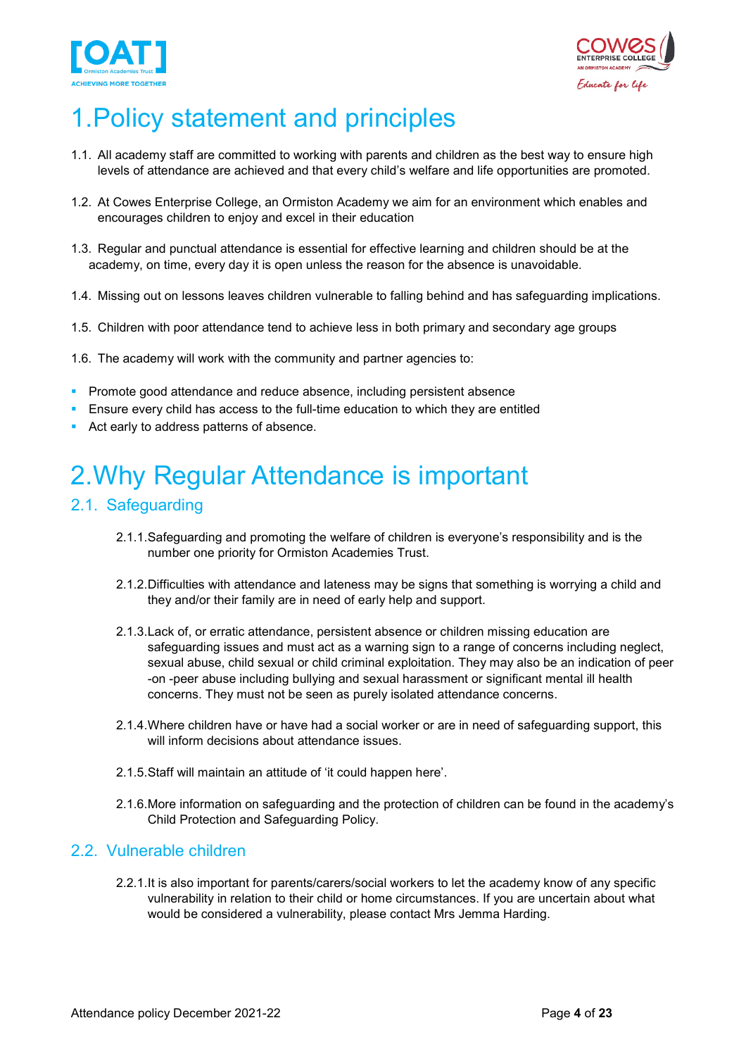# 1. Policy statement and principles

1.1. All academy staff are committed to working with parents and children as the best way to ensure high levels of attendance are achieved and that every child's welfare and life opportunities are promoted.

1.2. At Cowes Enterprise College, an Ormiston Academy we aim for an environment which enables and encourages children to enjoy and excel in their education

1.3. Regular and punctual attendance is essential for effective learning and children should be at the academy, on time, every day it is open unless the reason for the absence is unavoidable.

1.4. Missing out on lessons leaves children vulnerable to falling behind and has safeguarding implications.

1.5. Children with poor attendance tend to achieve less in both primary and secondary age groups

1.6. The academy will work with the community and partner agencies to:

- Promote good attendance and reduce absence, including persistent absence
- Ensure every child has access to the full-time education to which they are entitled
- Act early to address patterns of absence.

# 2. Why Regular Attendance is important

## 2.1. Safeguarding

2.1.1. Safeguarding and promoting the welfare of children is everyone's responsibility and is the number one priority for Ormiston Academies Trust.

2.1.2. Difficulties with attendance and lateness may be signs that something is worrying a child and they and/or their family are in need of early help and support.

2.1.3. Lack of, or erratic attendance, persistent absence or children missing education are safeguarding issues and must act as a warning sign to a range of concerns including neglect, sexual abuse, child sexual or child criminal exploitation. They may also be an indication of peer -on -peer abuse including bullying and sexual harassment or significant mental ill health concerns. They must not be seen as purely isolated attendance concerns.

2.1.4. Where children have or have had a social worker or are in need of safeguarding support, this will inform decisions about attendance issues.

2.1.5. Staff will maintain an attitude of 'it could happen here'.

2.1.6. More information on safeguarding and the protection of children can be found in the academy's Child Protection and Safeguarding Policy.

## 2.2. Vulnerable children

2.2.1. It is also important for parents/carers/social workers to let the academy know of any specific vulnerability in relation to their child or home circumstances. If you are uncertain about what would be considered a vulnerability, please contact Mrs Jemma Harding.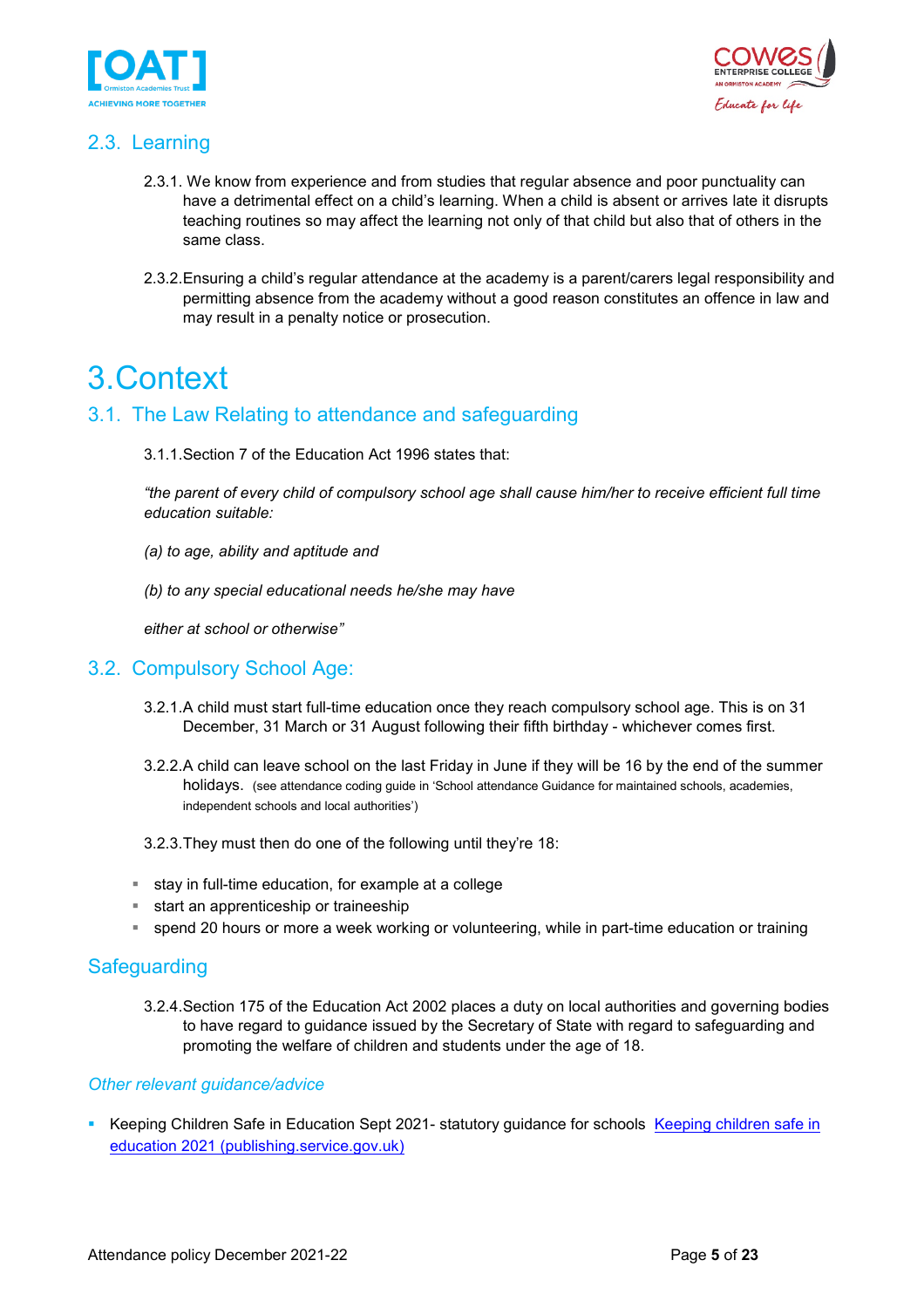## 2.3. Learning

2.3.1. We know from experience and from studies that regular absence and poor punctuality can have a detrimental effect on a child's learning. When a child is absent or arrives late it disrupts teaching routines so may affect the learning not only of that child but also that of others in the same class.

2.3.2. Ensuring a child's regular attendance at the academy is a parent/carers legal responsibility and permitting absence from the academy without a good reason constitutes an offence in law and may result in a penalty notice or prosecution.

# 3. Context

## 3.1. The Law Relating to attendance and safeguarding

3.1.1. Section 7 of the Education Act 1996 states that:

*"the parent of every child of compulsory school age shall cause him/her to receive efficient full time education suitable:*

*(a) to age, ability and aptitude and*

*(b) to any special educational needs he/she may have*

*either at school or otherwise"*

## 3.2. Compulsory School Age:

3.2.1. A child must start full-time education once they reach compulsory school age. This is on 31 December, 31 March or 31 August following their fifth birthday - whichever comes first.

3.2.2. A child can leave school on the last Friday in June if they will be 16 by the end of the summer holidays. (see attendance coding guide in 'School attendance Guidance for maintained schools, academies, independent schools and local authorities')

3.2.3. They must then do one of the following until they're 18:

- stay in full-time education, for example at a college
- start an apprenticeship or traineeship
- spend 20 hours or more a week working or volunteering, while in part-time education or training

## Safeguarding

3.2.4. Section 175 of the Education Act 2002 places a duty on local authorities and governing bodies to have regard to guidance issued by the Secretary of State with regard to safeguarding and promoting the welfare of children and students under the age of 18.

### *Other relevant guidance/advice*

- Keeping Children Safe in Education Sept 2021- statutory guidance for schools [Keeping children safe in education 2021 (publishing.service.gov.uk)]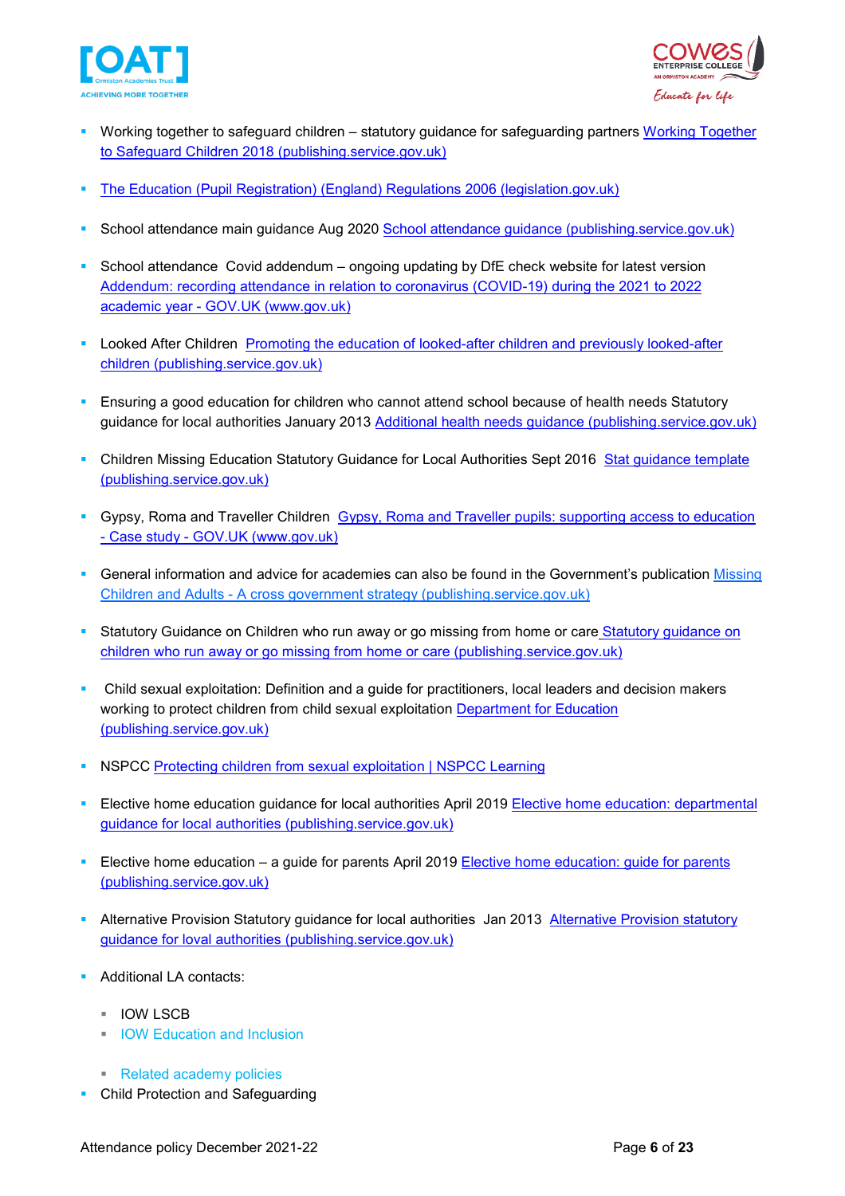- Working together to safeguard children – statutory guidance for safeguarding partners [Working Together to Safeguard Children 2018 (publishing.service.gov.uk)]
- [The Education (Pupil Registration) (England) Regulations 2006 (legislation.gov.uk)]
- School attendance main guidance Aug 2020 [School attendance guidance (publishing.service.gov.uk)]
- School attendance Covid addendum – ongoing updating by DfE check website for latest version [Addendum: recording attendance in relation to coronavirus (COVID-19) during the 2021 to 2022 academic year - GOV.UK (www.gov.uk)]
- Looked After Children [Promoting the education of looked-after children and previously looked-after children (publishing.service.gov.uk)]
- Ensuring a good education for children who cannot attend school because of health needs Statutory guidance for local authorities January 2013 [Additional health needs guidance (publishing.service.gov.uk)]
- Children Missing Education Statutory Guidance for Local Authorities Sept 2016 [Stat guidance template (publishing.service.gov.uk)]
- Gypsy, Roma and Traveller Children [Gypsy, Roma and Traveller pupils: supporting access to education - Case study - GOV.UK (www.gov.uk)]
- General information and advice for academies can also be found in the Government's publication [Missing Children and Adults - A cross government strategy (publishing.service.gov.uk)]
- Statutory Guidance on Children who run away or go missing from home or care [Statutory guidance on children who run away or go missing from home or care (publishing.service.gov.uk)]
- Child sexual exploitation: Definition and a guide for practitioners, local leaders and decision makers working to protect children from child sexual exploitation [Department for Education (publishing.service.gov.uk)]
- NSPCC [Protecting children from sexual exploitation | NSPCC Learning]
- Elective home education guidance for local authorities April 2019 [Elective home education: departmental guidance for local authorities (publishing.service.gov.uk)]
- Elective home education – a guide for parents April 2019 [Elective home education: guide for parents (publishing.service.gov.uk)]
- Alternative Provision Statutory guidance for local authorities Jan 2013 [Alternative Provision statutory guidance for loval authorities (publishing.service.gov.uk)]
- Additional LA contacts:
  - IOW LSCB
  - IOW Education and Inclusion
  - Related academy policies
- Child Protection and Safeguarding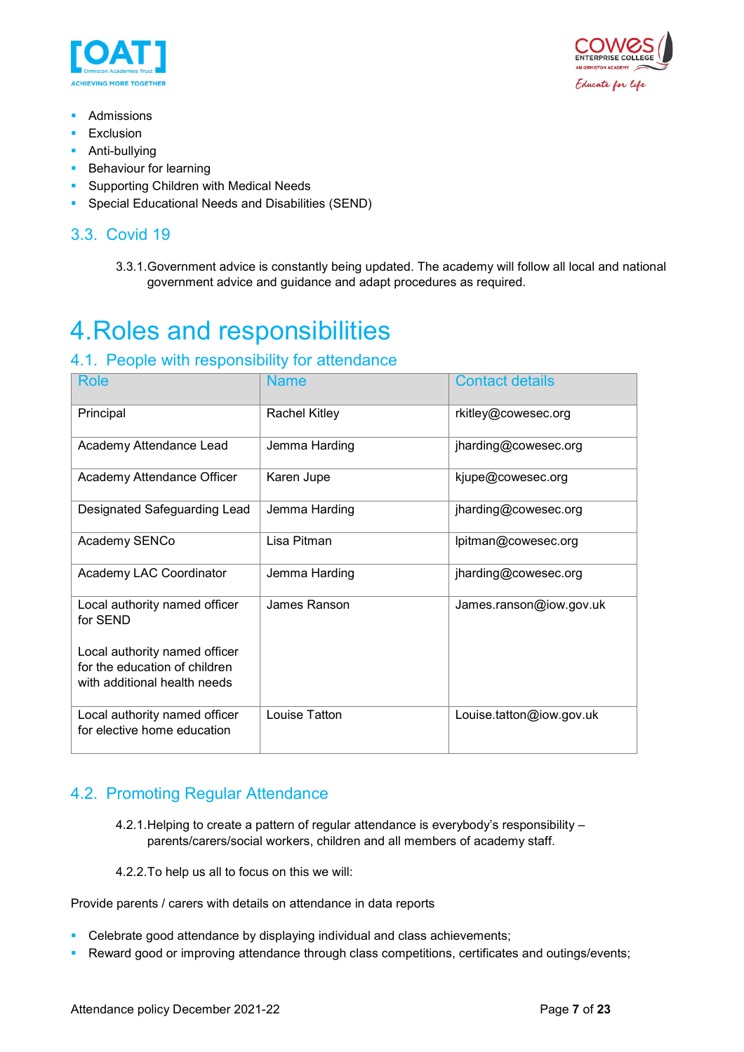- Admissions
- Exclusion
- Anti-bullying
- Behaviour for learning
- Supporting Children with Medical Needs
- Special Educational Needs and Disabilities (SEND)

## 3.3. Covid 19

3.3.1. Government advice is constantly being updated. The academy will follow all local and national government advice and guidance and adapt procedures as required.

# 4. Roles and responsibilities

## 4.1. People with responsibility for attendance

| Role | Name | Contact details |
|---|---|---|
| Principal | Rachel Kitley | rkitley@cowesec.org |
| Academy Attendance Lead | Jemma Harding | jharding@cowesec.org |
| Academy Attendance Officer | Karen Jupe | kjupe@cowesec.org |
| Designated Safeguarding Lead | Jemma Harding | jharding@cowesec.org |
| Academy SENCo | Lisa Pitman | lpitman@cowesec.org |
| Academy LAC Coordinator | Jemma Harding | jharding@cowesec.org |
| Local authority named officer for SEND<br><br>Local authority named officer for the education of children with additional health needs | James Ranson | James.ranson@iow.gov.uk |
| Local authority named officer for elective home education | Louise Tatton | Louise.tatton@iow.gov.uk |

## 4.2. Promoting Regular Attendance

4.2.1. Helping to create a pattern of regular attendance is everybody's responsibility – parents/carers/social workers, children and all members of academy staff.

4.2.2. To help us all to focus on this we will:

Provide parents / carers with details on attendance in data reports

- Celebrate good attendance by displaying individual and class achievements;
- Reward good or improving attendance through class competitions, certificates and outings/events;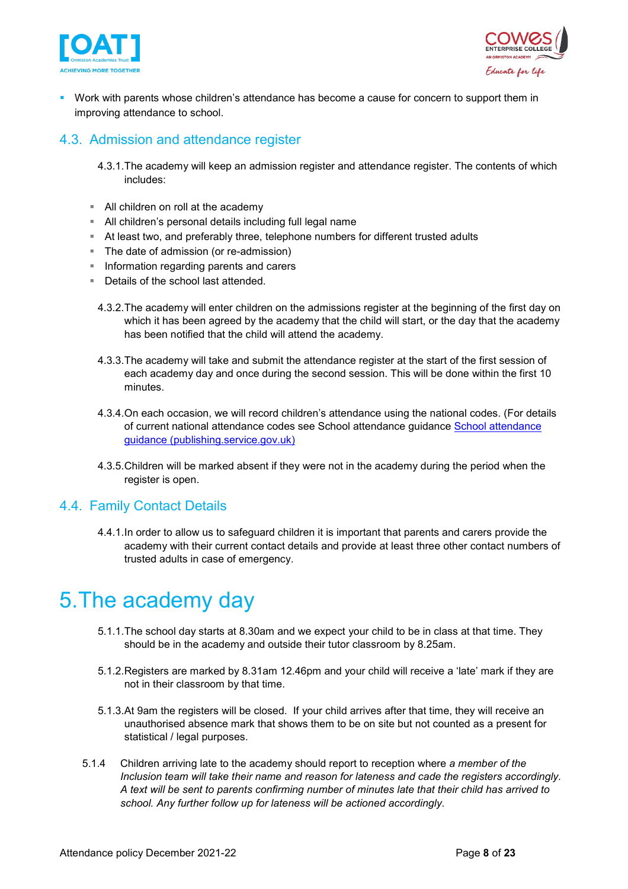- Work with parents whose children's attendance has become a cause for concern to support them in improving attendance to school.

## 4.3. Admission and attendance register

4.3.1. The academy will keep an admission register and attendance register. The contents of which includes:

- All children on roll at the academy
- All children's personal details including full legal name
- At least two, and preferably three, telephone numbers for different trusted adults
- The date of admission (or re-admission)
- Information regarding parents and carers
- Details of the school last attended.

4.3.2. The academy will enter children on the admissions register at the beginning of the first day on which it has been agreed by the academy that the child will start, or the day that the academy has been notified that the child will attend the academy.

4.3.3. The academy will take and submit the attendance register at the start of the first session of each academy day and once during the second session. This will be done within the first 10 minutes.

4.3.4. On each occasion, we will record children's attendance using the national codes. (For details of current national attendance codes see School attendance guidance [School attendance guidance (publishing.service.gov.uk)](School attendance guidance (publishing.service.gov.uk))

4.3.5. Children will be marked absent if they were not in the academy during the period when the register is open.

## 4.4. Family Contact Details

4.4.1. In order to allow us to safeguard children it is important that parents and carers provide the academy with their current contact details and provide at least three other contact numbers of trusted adults in case of emergency.

# 5. The academy day

5.1.1. The school day starts at 8.30am and we expect your child to be in class at that time. They should be in the academy and outside their tutor classroom by 8.25am.

5.1.2. Registers are marked by 8.31am 12.46pm and your child will receive a 'late' mark if they are not in their classroom by that time.

5.1.3. At 9am the registers will be closed. If your child arrives after that time, they will receive an unauthorised absence mark that shows them to be on site but not counted as a present for statistical / legal purposes.

5.1.4 Children arriving late to the academy should report to reception where *a member of the Inclusion team will take their name and reason for lateness and cade the registers accordingly. A text will be sent to parents confirming number of minutes late that their child has arrived to school. Any further follow up for lateness will be actioned accordingly.*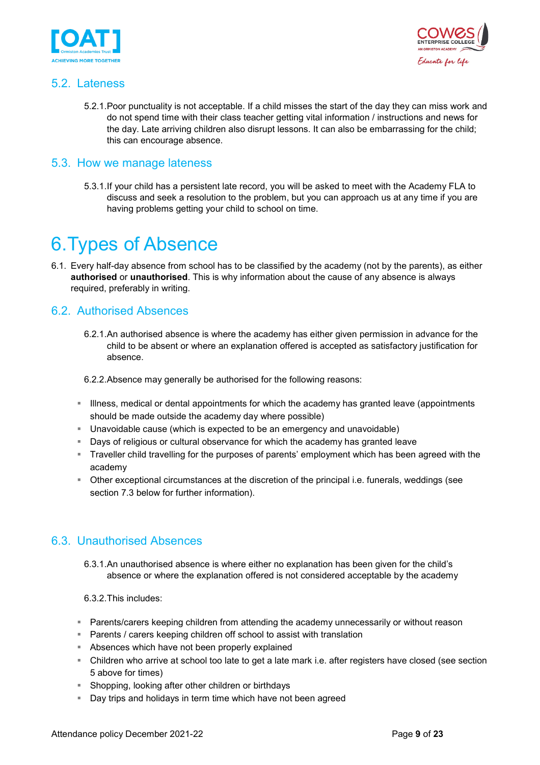## 5.2. Lateness

5.2.1. Poor punctuality is not acceptable. If a child misses the start of the day they can miss work and do not spend time with their class teacher getting vital information / instructions and news for the day. Late arriving children also disrupt lessons. It can also be embarrassing for the child; this can encourage absence.

## 5.3. How we manage lateness

5.3.1. If your child has a persistent late record, you will be asked to meet with the Academy FLA to discuss and seek a resolution to the problem, but you can approach us at any time if you are having problems getting your child to school on time.

# 6. Types of Absence

6.1. Every half-day absence from school has to be classified by the academy (not by the parents), as either **authorised** or **unauthorised**. This is why information about the cause of any absence is always required, preferably in writing.

## 6.2. Authorised Absences

6.2.1. An authorised absence is where the academy has either given permission in advance for the child to be absent or where an explanation offered is accepted as satisfactory justification for absence.

6.2.2. Absence may generally be authorised for the following reasons:

- Illness, medical or dental appointments for which the academy has granted leave (appointments should be made outside the academy day where possible)
- Unavoidable cause (which is expected to be an emergency and unavoidable)
- Days of religious or cultural observance for which the academy has granted leave
- Traveller child travelling for the purposes of parents' employment which has been agreed with the academy
- Other exceptional circumstances at the discretion of the principal i.e. funerals, weddings (see section 7.3 below for further information).

## 6.3. Unauthorised Absences

6.3.1. An unauthorised absence is where either no explanation has been given for the child's absence or where the explanation offered is not considered acceptable by the academy

6.3.2. This includes:

- Parents/carers keeping children from attending the academy unnecessarily or without reason
- Parents / carers keeping children off school to assist with translation
- Absences which have not been properly explained
- Children who arrive at school too late to get a late mark i.e. after registers have closed (see section 5 above for times)
- Shopping, looking after other children or birthdays
- Day trips and holidays in term time which have not been agreed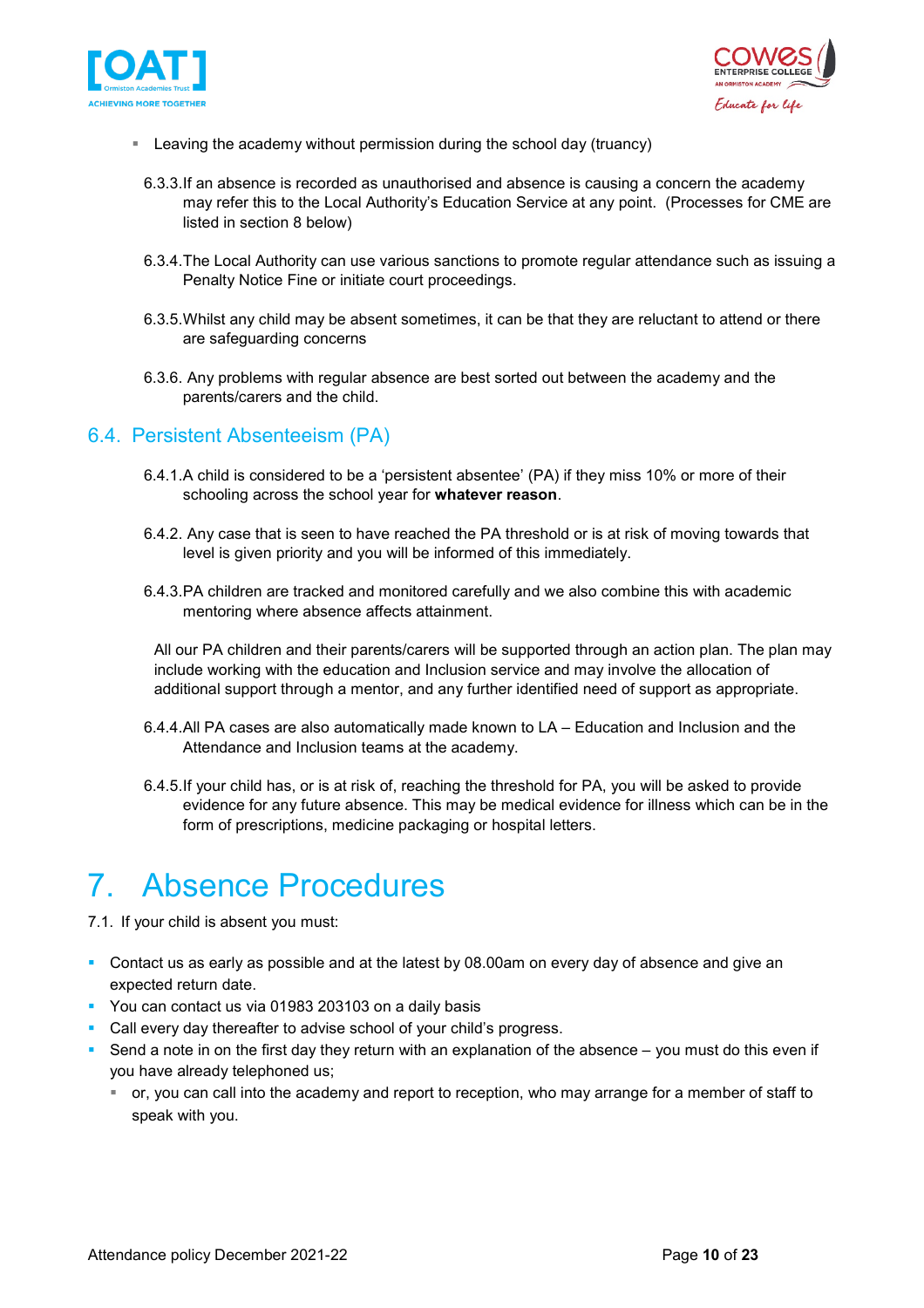- Leaving the academy without permission during the school day (truancy)

6.3.3. If an absence is recorded as unauthorised and absence is causing a concern the academy may refer this to the Local Authority's Education Service at any point. (Processes for CME are listed in section 8 below)

6.3.4. The Local Authority can use various sanctions to promote regular attendance such as issuing a Penalty Notice Fine or initiate court proceedings.

6.3.5. Whilst any child may be absent sometimes, it can be that they are reluctant to attend or there are safeguarding concerns

6.3.6. Any problems with regular absence are best sorted out between the academy and the parents/carers and the child.

## 6.4. Persistent Absenteeism (PA)

6.4.1. A child is considered to be a 'persistent absentee' (PA) if they miss 10% or more of their schooling across the school year for **whatever reason**.

6.4.2. Any case that is seen to have reached the PA threshold or is at risk of moving towards that level is given priority and you will be informed of this immediately.

6.4.3. PA children are tracked and monitored carefully and we also combine this with academic mentoring where absence affects attainment.

All our PA children and their parents/carers will be supported through an action plan. The plan may include working with the education and Inclusion service and may involve the allocation of additional support through a mentor, and any further identified need of support as appropriate.

6.4.4. All PA cases are also automatically made known to LA – Education and Inclusion and the Attendance and Inclusion teams at the academy.

6.4.5. If your child has, or is at risk of, reaching the threshold for PA, you will be asked to provide evidence for any future absence. This may be medical evidence for illness which can be in the form of prescriptions, medicine packaging or hospital letters.

# 7. Absence Procedures

7.1. If your child is absent you must:

- Contact us as early as possible and at the latest by 08.00am on every day of absence and give an expected return date.
- You can contact us via 01983 203103 on a daily basis
- Call every day thereafter to advise school of your child's progress.
- Send a note in on the first day they return with an explanation of the absence – you must do this even if you have already telephoned us;
  - or, you can call into the academy and report to reception, who may arrange for a member of staff to speak with you.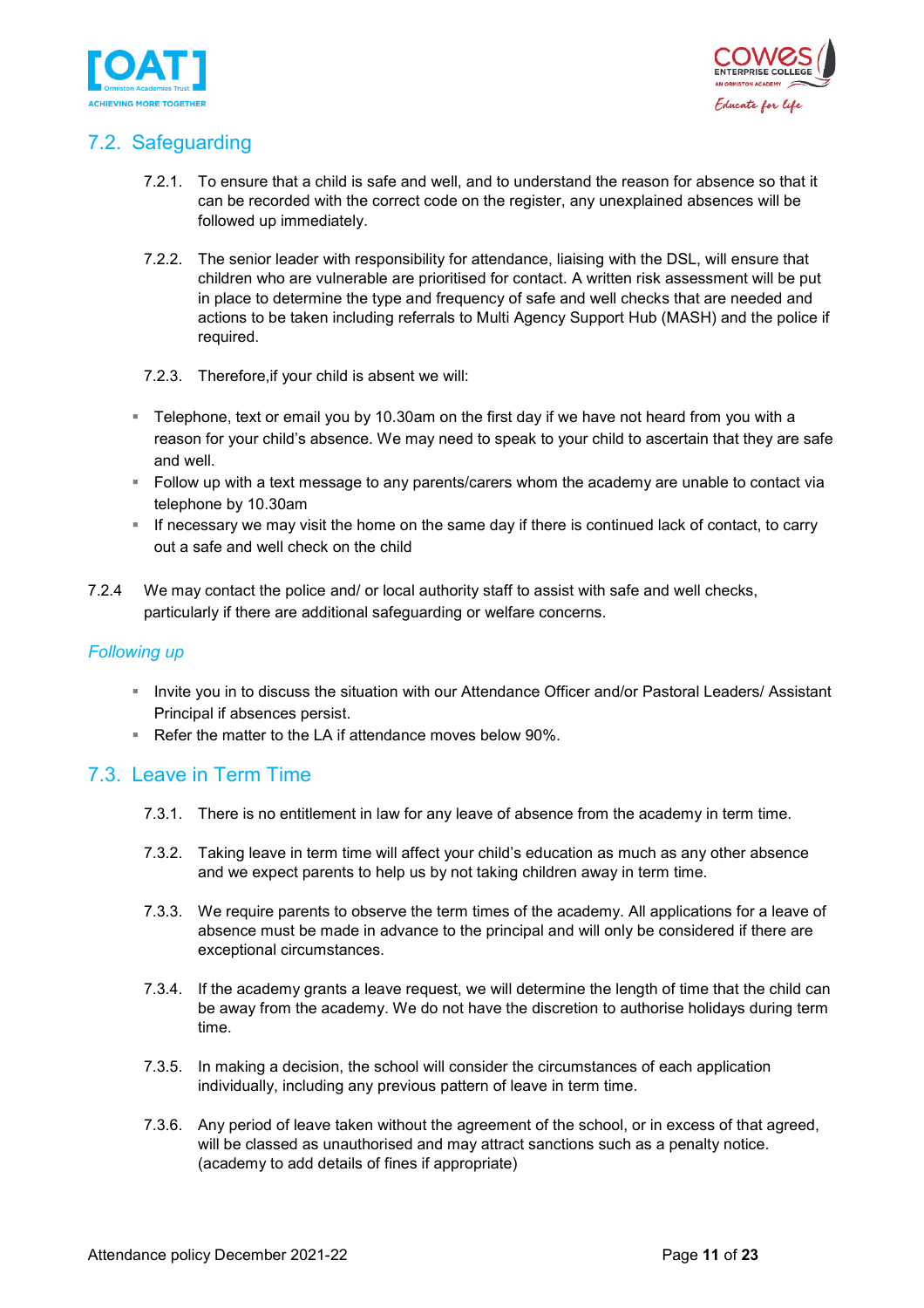## 7.2. Safeguarding

7.2.1. To ensure that a child is safe and well, and to understand the reason for absence so that it can be recorded with the correct code on the register, any unexplained absences will be followed up immediately.

7.2.2. The senior leader with responsibility for attendance, liaising with the DSL, will ensure that children who are vulnerable are prioritised for contact. A written risk assessment will be put in place to determine the type and frequency of safe and well checks that are needed and actions to be taken including referrals to Multi Agency Support Hub (MASH) and the police if required.

7.2.3. Therefore,if your child is absent we will:

- Telephone, text or email you by 10.30am on the first day if we have not heard from you with a reason for your child's absence. We may need to speak to your child to ascertain that they are safe and well.
- Follow up with a text message to any parents/carers whom the academy are unable to contact via telephone by 10.30am
- If necessary we may visit the home on the same day if there is continued lack of contact, to carry out a safe and well check on the child

7.2.4 We may contact the police and/ or local authority staff to assist with safe and well checks, particularly if there are additional safeguarding or welfare concerns.

*Following up*

- Invite you in to discuss the situation with our Attendance Officer and/or Pastoral Leaders/ Assistant Principal if absences persist.
- Refer the matter to the LA if attendance moves below 90%.

## 7.3. Leave in Term Time

7.3.1. There is no entitlement in law for any leave of absence from the academy in term time.

7.3.2. Taking leave in term time will affect your child's education as much as any other absence and we expect parents to help us by not taking children away in term time.

7.3.3. We require parents to observe the term times of the academy. All applications for a leave of absence must be made in advance to the principal and will only be considered if there are exceptional circumstances.

7.3.4. If the academy grants a leave request, we will determine the length of time that the child can be away from the academy. We do not have the discretion to authorise holidays during term time.

7.3.5. In making a decision, the school will consider the circumstances of each application individually, including any previous pattern of leave in term time.

7.3.6. Any period of leave taken without the agreement of the school, or in excess of that agreed, will be classed as unauthorised and may attract sanctions such as a penalty notice. (academy to add details of fines if appropriate)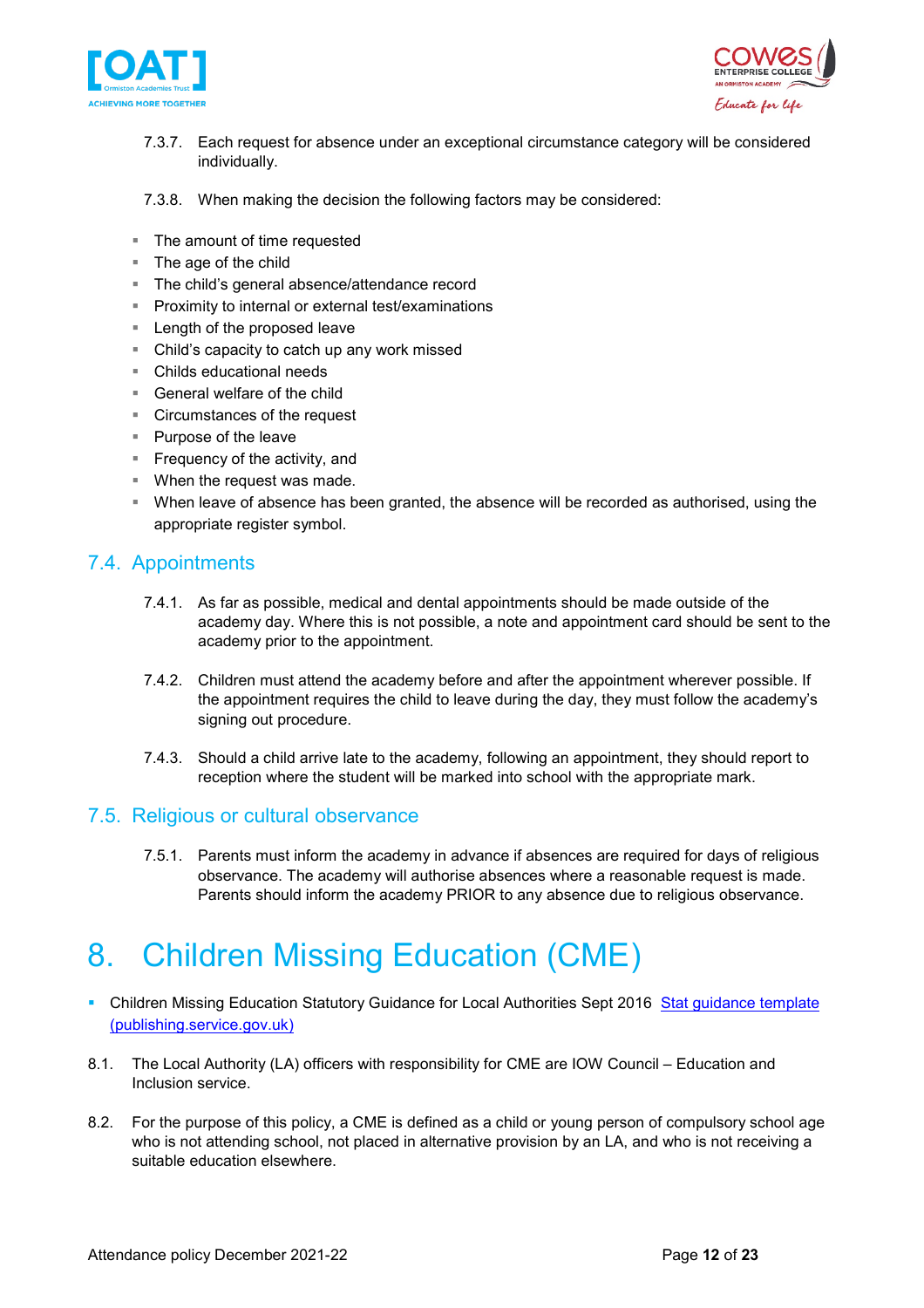7.3.7. Each request for absence under an exceptional circumstance category will be considered individually.

7.3.8. When making the decision the following factors may be considered:

- The amount of time requested
- The age of the child
- The child's general absence/attendance record
- Proximity to internal or external test/examinations
- Length of the proposed leave
- Child's capacity to catch up any work missed
- Childs educational needs
- General welfare of the child
- Circumstances of the request
- Purpose of the leave
- Frequency of the activity, and
- When the request was made.
- When leave of absence has been granted, the absence will be recorded as authorised, using the appropriate register symbol.

## 7.4. Appointments

7.4.1. As far as possible, medical and dental appointments should be made outside of the academy day. Where this is not possible, a note and appointment card should be sent to the academy prior to the appointment.

7.4.2. Children must attend the academy before and after the appointment wherever possible. If the appointment requires the child to leave during the day, they must follow the academy's signing out procedure.

7.4.3. Should a child arrive late to the academy, following an appointment, they should report to reception where the student will be marked into school with the appropriate mark.

## 7.5. Religious or cultural observance

7.5.1. Parents must inform the academy in advance if absences are required for days of religious observance. The academy will authorise absences where a reasonable request is made. Parents should inform the academy PRIOR to any absence due to religious observance.

# 8. Children Missing Education (CME)

- Children Missing Education Statutory Guidance for Local Authorities Sept 2016 [Stat guidance template (publishing.service.gov.uk)]

8.1. The Local Authority (LA) officers with responsibility for CME are IOW Council – Education and Inclusion service.

8.2. For the purpose of this policy, a CME is defined as a child or young person of compulsory school age who is not attending school, not placed in alternative provision by an LA, and who is not receiving a suitable education elsewhere.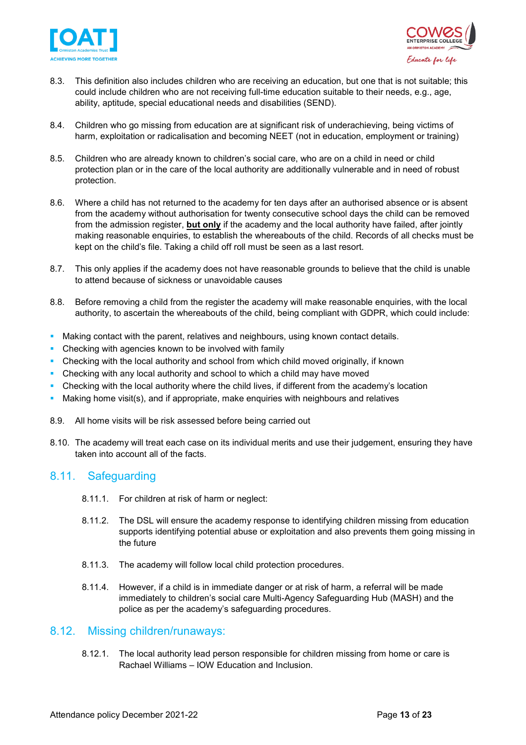8.3. This definition also includes children who are receiving an education, but one that is not suitable; this could include children who are not receiving full-time education suitable to their needs, e.g., age, ability, aptitude, special educational needs and disabilities (SEND).

8.4. Children who go missing from education are at significant risk of underachieving, being victims of harm, exploitation or radicalisation and becoming NEET (not in education, employment or training)

8.5. Children who are already known to children's social care, who are on a child in need or child protection plan or in the care of the local authority are additionally vulnerable and in need of robust protection.

8.6. Where a child has not returned to the academy for ten days after an authorised absence or is absent from the academy without authorisation for twenty consecutive school days the child can be removed from the admission register, **but only** if the academy and the local authority have failed, after jointly making reasonable enquiries, to establish the whereabouts of the child. Records of all checks must be kept on the child's file. Taking a child off roll must be seen as a last resort.

8.7. This only applies if the academy does not have reasonable grounds to believe that the child is unable to attend because of sickness or unavoidable causes

8.8. Before removing a child from the register the academy will make reasonable enquiries, with the local authority, to ascertain the whereabouts of the child, being compliant with GDPR, which could include:

- Making contact with the parent, relatives and neighbours, using known contact details.
- Checking with agencies known to be involved with family
- Checking with the local authority and school from which child moved originally, if known
- Checking with any local authority and school to which a child may have moved
- Checking with the local authority where the child lives, if different from the academy's location
- Making home visit(s), and if appropriate, make enquiries with neighbours and relatives

8.9. All home visits will be risk assessed before being carried out

8.10. The academy will treat each case on its individual merits and use their judgement, ensuring they have taken into account all of the facts.

## 8.11. Safeguarding

8.11.1. For children at risk of harm or neglect:

8.11.2. The DSL will ensure the academy response to identifying children missing from education supports identifying potential abuse or exploitation and also prevents them going missing in the future

8.11.3. The academy will follow local child protection procedures.

8.11.4. However, if a child is in immediate danger or at risk of harm, a referral will be made immediately to children's social care Multi-Agency Safeguarding Hub (MASH) and the police as per the academy's safeguarding procedures.

## 8.12. Missing children/runaways:

8.12.1. The local authority lead person responsible for children missing from home or care is Rachael Williams – IOW Education and Inclusion.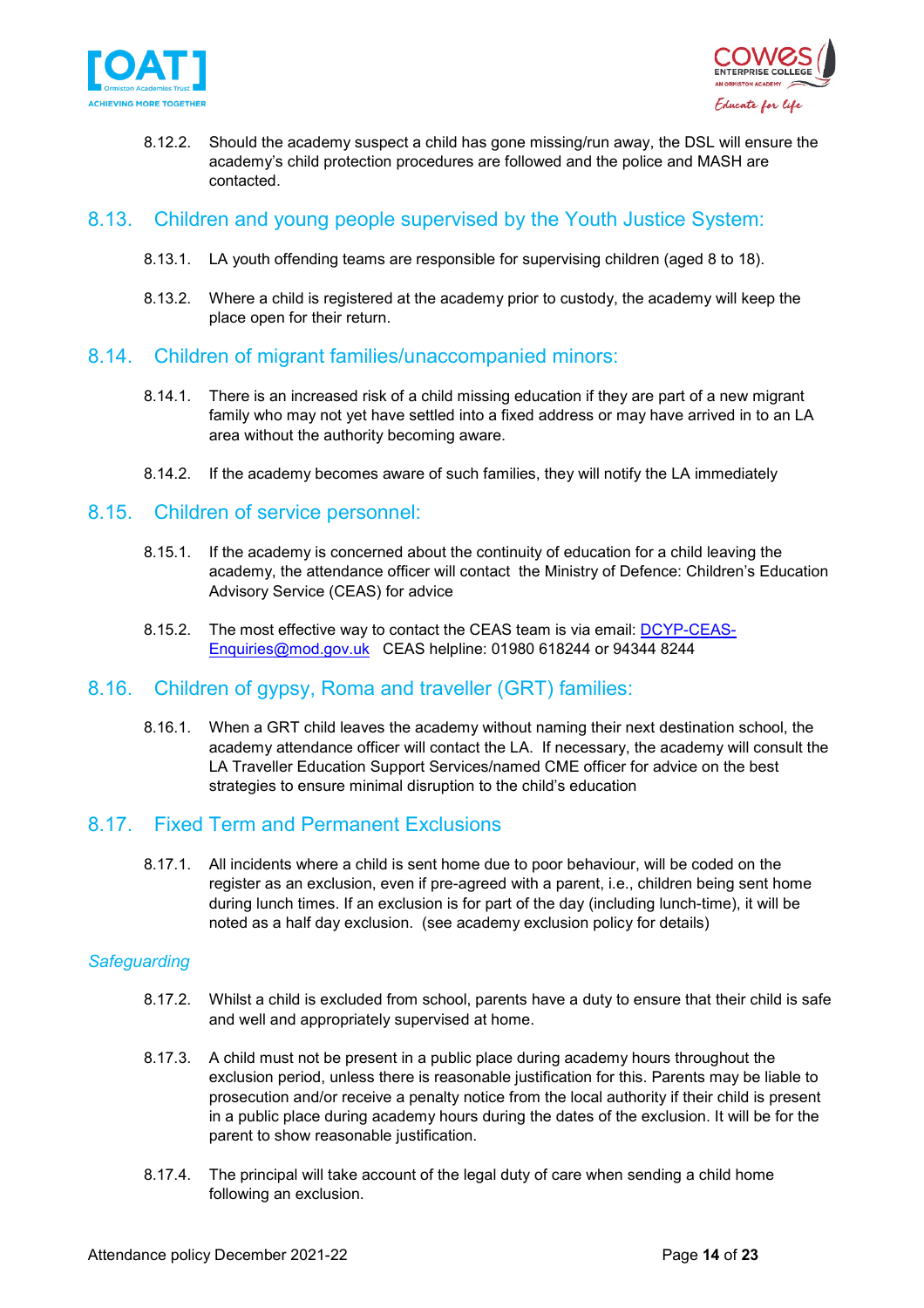8.12.2. Should the academy suspect a child has gone missing/run away, the DSL will ensure the academy's child protection procedures are followed and the police and MASH are contacted.

## 8.13. Children and young people supervised by the Youth Justice System:

8.13.1. LA youth offending teams are responsible for supervising children (aged 8 to 18).

8.13.2. Where a child is registered at the academy prior to custody, the academy will keep the place open for their return.

## 8.14. Children of migrant families/unaccompanied minors:

8.14.1. There is an increased risk of a child missing education if they are part of a new migrant family who may not yet have settled into a fixed address or may have arrived in to an LA area without the authority becoming aware.

8.14.2. If the academy becomes aware of such families, they will notify the LA immediately

## 8.15. Children of service personnel:

8.15.1. If the academy is concerned about the continuity of education for a child leaving the academy, the attendance officer will contact the Ministry of Defence: Children's Education Advisory Service (CEAS) for advice

8.15.2. The most effective way to contact the CEAS team is via email: [DCYP-CEAS-Enquiries@mod.gov.uk](mailto:DCYP-CEAS-Enquiries@mod.gov.uk) CEAS helpline: 01980 618244 or 94344 8244

## 8.16. Children of gypsy, Roma and traveller (GRT) families:

8.16.1. When a GRT child leaves the academy without naming their next destination school, the academy attendance officer will contact the LA. If necessary, the academy will consult the LA Traveller Education Support Services/named CME officer for advice on the best strategies to ensure minimal disruption to the child's education

## 8.17. Fixed Term and Permanent Exclusions

8.17.1. All incidents where a child is sent home due to poor behaviour, will be coded on the register as an exclusion, even if pre-agreed with a parent, i.e., children being sent home during lunch times. If an exclusion is for part of the day (including lunch-time), it will be noted as a half day exclusion. (see academy exclusion policy for details)

### *Safeguarding*

8.17.2. Whilst a child is excluded from school, parents have a duty to ensure that their child is safe and well and appropriately supervised at home.

8.17.3. A child must not be present in a public place during academy hours throughout the exclusion period, unless there is reasonable justification for this. Parents may be liable to prosecution and/or receive a penalty notice from the local authority if their child is present in a public place during academy hours during the dates of the exclusion. It will be for the parent to show reasonable justification.

8.17.4. The principal will take account of the legal duty of care when sending a child home following an exclusion.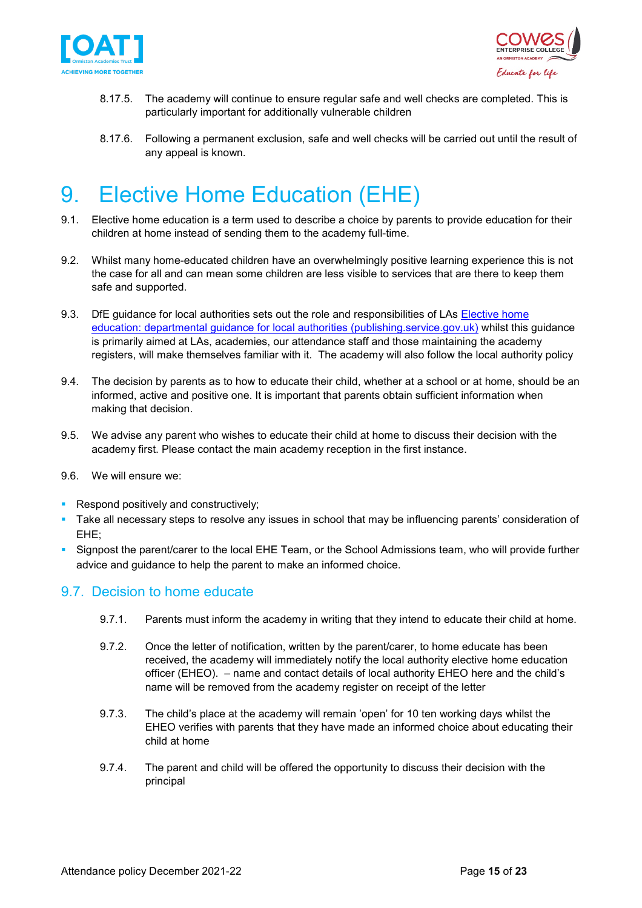8.17.5. The academy will continue to ensure regular safe and well checks are completed. This is particularly important for additionally vulnerable children

8.17.6. Following a permanent exclusion, safe and well checks will be carried out until the result of any appeal is known.

# 9. Elective Home Education (EHE)

9.1. Elective home education is a term used to describe a choice by parents to provide education for their children at home instead of sending them to the academy full-time.

9.2. Whilst many home-educated children have an overwhelmingly positive learning experience this is not the case for all and can mean some children are less visible to services that are there to keep them safe and supported.

9.3. DfE guidance for local authorities sets out the role and responsibilities of LAs [Elective home education: departmental guidance for local authorities (publishing.service.gov.uk)](publishing.service.gov.uk) whilst this guidance is primarily aimed at LAs, academies, our attendance staff and those maintaining the academy registers, will make themselves familiar with it. The academy will also follow the local authority policy

9.4. The decision by parents as to how to educate their child, whether at a school or at home, should be an informed, active and positive one. It is important that parents obtain sufficient information when making that decision.

9.5. We advise any parent who wishes to educate their child at home to discuss their decision with the academy first. Please contact the main academy reception in the first instance.

9.6. We will ensure we:

- Respond positively and constructively;
- Take all necessary steps to resolve any issues in school that may be influencing parents' consideration of EHE;
- Signpost the parent/carer to the local EHE Team, or the School Admissions team, who will provide further advice and guidance to help the parent to make an informed choice.

## 9.7. Decision to home educate

9.7.1. Parents must inform the academy in writing that they intend to educate their child at home.

9.7.2. Once the letter of notification, written by the parent/carer, to home educate has been received, the academy will immediately notify the local authority elective home education officer (EHEO). – name and contact details of local authority EHEO here and the child's name will be removed from the academy register on receipt of the letter

9.7.3. The child's place at the academy will remain 'open' for 10 ten working days whilst the EHEO verifies with parents that they have made an informed choice about educating their child at home

9.7.4. The parent and child will be offered the opportunity to discuss their decision with the principal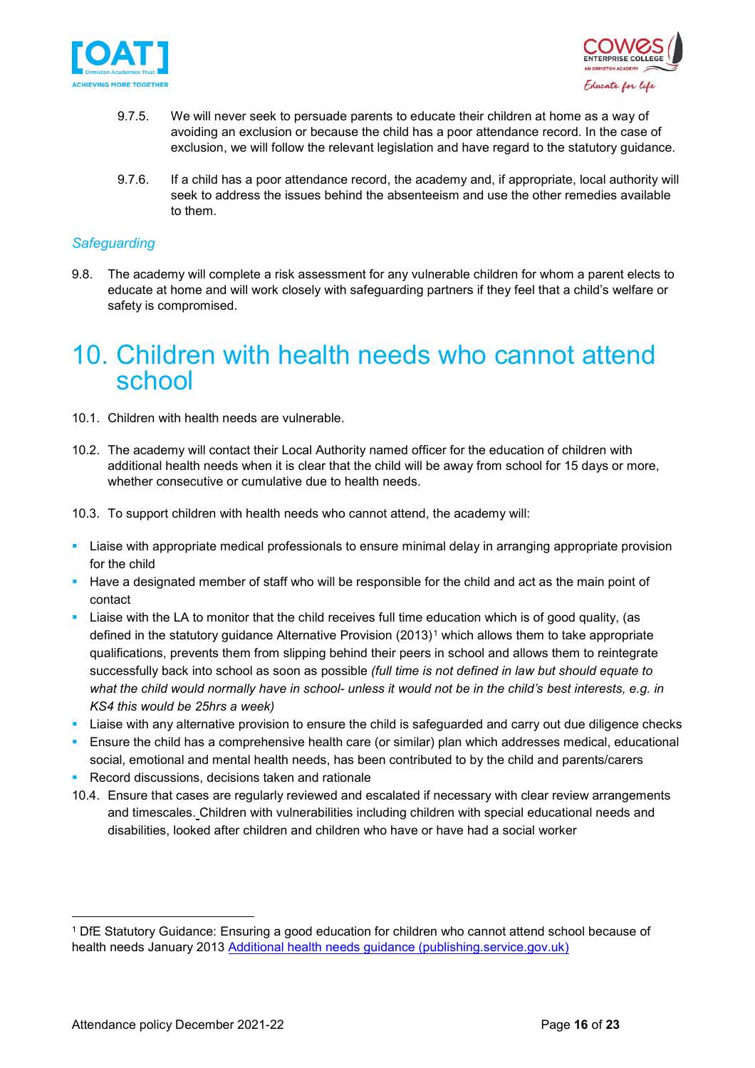9.7.5. We will never seek to persuade parents to educate their children at home as a way of avoiding an exclusion or because the child has a poor attendance record. In the case of exclusion, we will follow the relevant legislation and have regard to the statutory guidance.

9.7.6. If a child has a poor attendance record, the academy and, if appropriate, local authority will seek to address the issues behind the absenteeism and use the other remedies available to them.

### *Safeguarding*

9.8. The academy will complete a risk assessment for any vulnerable children for whom a parent elects to educate at home and will work closely with safeguarding partners if they feel that a child's welfare or safety is compromised.

# 10. Children with health needs who cannot attend school

10.1. Children with health needs are vulnerable.

10.2. The academy will contact their Local Authority named officer for the education of children with additional health needs when it is clear that the child will be away from school for 15 days or more, whether consecutive or cumulative due to health needs.

10.3. To support children with health needs who cannot attend, the academy will:

- Liaise with appropriate medical professionals to ensure minimal delay in arranging appropriate provision for the child
- Have a designated member of staff who will be responsible for the child and act as the main point of contact
- Liaise with the LA to monitor that the child receives full time education which is of good quality, (as defined in the statutory guidance Alternative Provision (2013)[1] which allows them to take appropriate qualifications, prevents them from slipping behind their peers in school and allows them to reintegrate successfully back into school as soon as possible *(full time is not defined in law but should equate to what the child would normally have in school- unless it would not be in the child's best interests, e.g. in KS4 this would be 25hrs a week)*
- Liaise with any alternative provision to ensure the child is safeguarded and carry out due diligence checks
- Ensure the child has a comprehensive health care (or similar) plan which addresses medical, educational social, emotional and mental health needs, has been contributed to by the child and parents/carers
- Record discussions, decisions taken and rationale

10.4. Ensure that cases are regularly reviewed and escalated if necessary with clear review arrangements and timescales. Children with vulnerabilities including children with special educational needs and disabilities, looked after children and children who have or have had a social worker

---

[1] DfE Statutory Guidance: Ensuring a good education for children who cannot attend school because of health needs January 2013 [Additional health needs guidance (publishing.service.gov.uk)]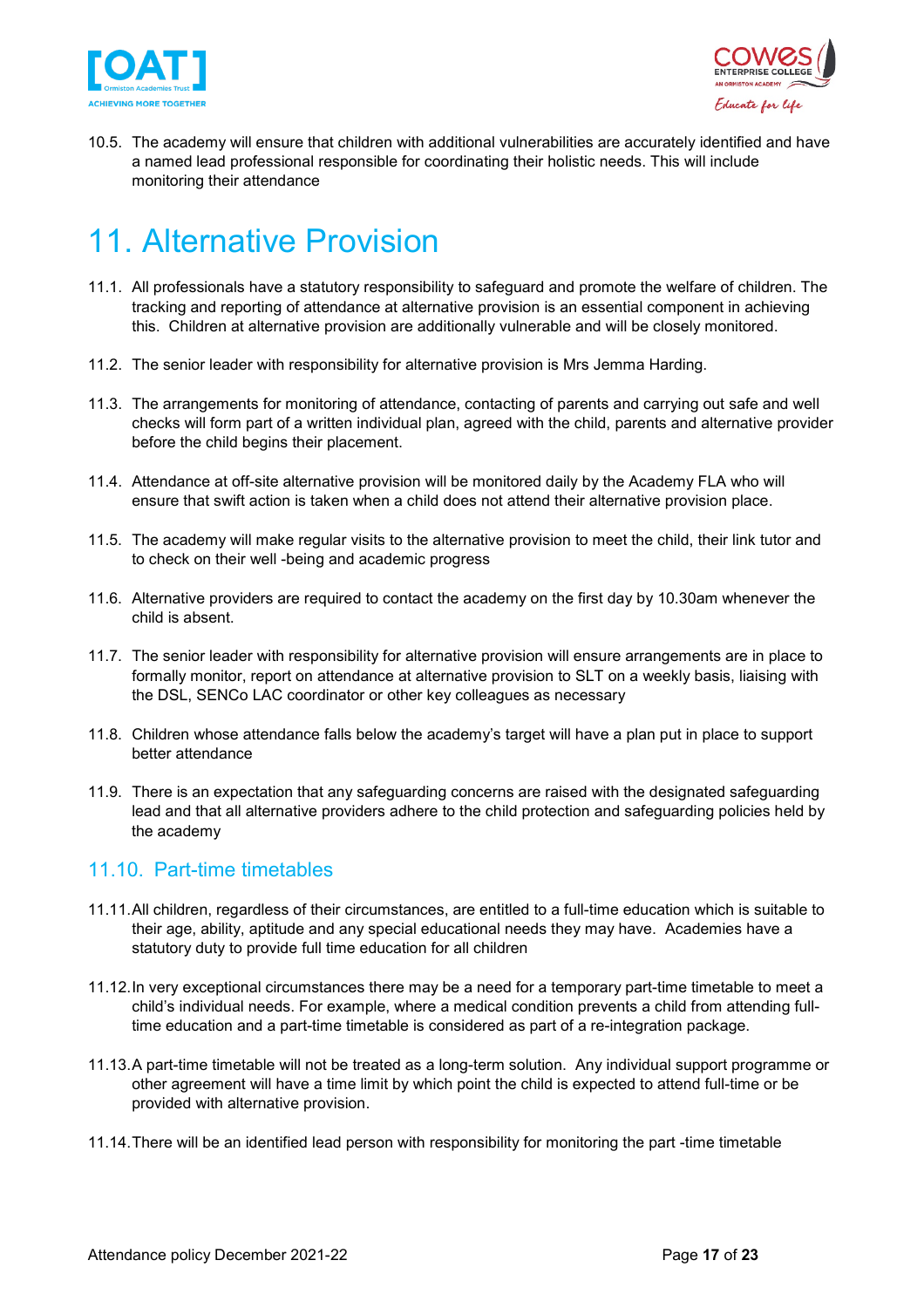10.5. The academy will ensure that children with additional vulnerabilities are accurately identified and have a named lead professional responsible for coordinating their holistic needs. This will include monitoring their attendance

# 11. Alternative Provision

11.1. All professionals have a statutory responsibility to safeguard and promote the welfare of children. The tracking and reporting of attendance at alternative provision is an essential component in achieving this. Children at alternative provision are additionally vulnerable and will be closely monitored.

11.2. The senior leader with responsibility for alternative provision is Mrs Jemma Harding.

11.3. The arrangements for monitoring of attendance, contacting of parents and carrying out safe and well checks will form part of a written individual plan, agreed with the child, parents and alternative provider before the child begins their placement.

11.4. Attendance at off-site alternative provision will be monitored daily by the Academy FLA who will ensure that swift action is taken when a child does not attend their alternative provision place.

11.5. The academy will make regular visits to the alternative provision to meet the child, their link tutor and to check on their well -being and academic progress

11.6. Alternative providers are required to contact the academy on the first day by 10.30am whenever the child is absent.

11.7. The senior leader with responsibility for alternative provision will ensure arrangements are in place to formally monitor, report on attendance at alternative provision to SLT on a weekly basis, liaising with the DSL, SENCo LAC coordinator or other key colleagues as necessary

11.8. Children whose attendance falls below the academy's target will have a plan put in place to support better attendance

11.9. There is an expectation that any safeguarding concerns are raised with the designated safeguarding lead and that all alternative providers adhere to the child protection and safeguarding policies held by the academy

## 11.10. Part-time timetables

11.11. All children, regardless of their circumstances, are entitled to a full-time education which is suitable to their age, ability, aptitude and any special educational needs they may have. Academies have a statutory duty to provide full time education for all children

11.12. In very exceptional circumstances there may be a need for a temporary part-time timetable to meet a child's individual needs. For example, where a medical condition prevents a child from attending full-time education and a part-time timetable is considered as part of a re-integration package.

11.13. A part-time timetable will not be treated as a long-term solution. Any individual support programme or other agreement will have a time limit by which point the child is expected to attend full-time or be provided with alternative provision.

11.14. There will be an identified lead person with responsibility for monitoring the part -time timetable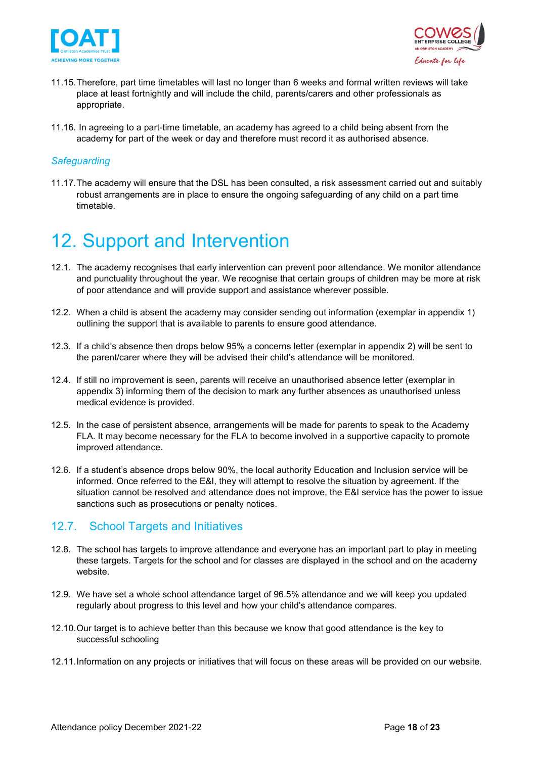11.15. Therefore, part time timetables will last no longer than 6 weeks and formal written reviews will take place at least fortnightly and will include the child, parents/carers and other professionals as appropriate.

11.16. In agreeing to a part-time timetable, an academy has agreed to a child being absent from the academy for part of the week or day and therefore must record it as authorised absence.

### *Safeguarding*

11.17. The academy will ensure that the DSL has been consulted, a risk assessment carried out and suitably robust arrangements are in place to ensure the ongoing safeguarding of any child on a part time timetable.

# 12. Support and Intervention

12.1. The academy recognises that early intervention can prevent poor attendance. We monitor attendance and punctuality throughout the year. We recognise that certain groups of children may be more at risk of poor attendance and will provide support and assistance wherever possible.

12.2. When a child is absent the academy may consider sending out information (exemplar in appendix 1) outlining the support that is available to parents to ensure good attendance.

12.3. If a child's absence then drops below 95% a concerns letter (exemplar in appendix 2) will be sent to the parent/carer where they will be advised their child's attendance will be monitored.

12.4. If still no improvement is seen, parents will receive an unauthorised absence letter (exemplar in appendix 3) informing them of the decision to mark any further absences as unauthorised unless medical evidence is provided.

12.5. In the case of persistent absence, arrangements will be made for parents to speak to the Academy FLA. It may become necessary for the FLA to become involved in a supportive capacity to promote improved attendance.

12.6. If a student's absence drops below 90%, the local authority Education and Inclusion service will be informed. Once referred to the E&I, they will attempt to resolve the situation by agreement. If the situation cannot be resolved and attendance does not improve, the E&I service has the power to issue sanctions such as prosecutions or penalty notices.

## 12.7. School Targets and Initiatives

12.8. The school has targets to improve attendance and everyone has an important part to play in meeting these targets. Targets for the school and for classes are displayed in the school and on the academy website.

12.9. We have set a whole school attendance target of 96.5% attendance and we will keep you updated regularly about progress to this level and how your child's attendance compares.

12.10. Our target is to achieve better than this because we know that good attendance is the key to successful schooling

12.11. Information on any projects or initiatives that will focus on these areas will be provided on our website.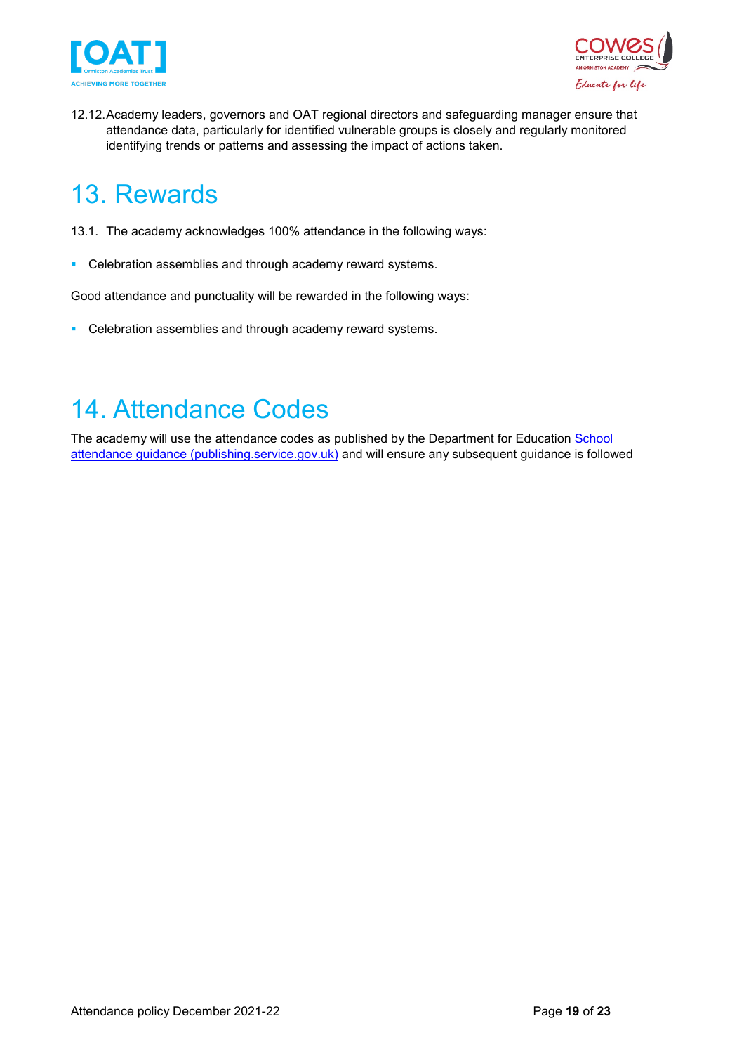12.12. Academy leaders, governors and OAT regional directors and safeguarding manager ensure that attendance data, particularly for identified vulnerable groups is closely and regularly monitored identifying trends or patterns and assessing the impact of actions taken.

# 13. Rewards

13.1. The academy acknowledges 100% attendance in the following ways:

- Celebration assemblies and through academy reward systems.

Good attendance and punctuality will be rewarded in the following ways:

- Celebration assemblies and through academy reward systems.

# 14. Attendance Codes

The academy will use the attendance codes as published by the Department for Education [School attendance guidance (publishing.service.gov.uk)](School attendance guidance (publishing.service.gov.uk)) and will ensure any subsequent guidance is followed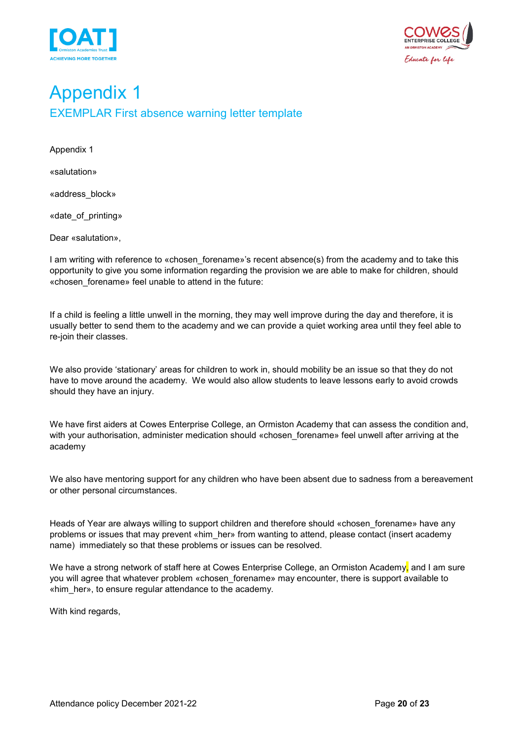# Appendix 1

## EXEMPLAR First absence warning letter template

Appendix 1

«salutation»

«address_block»

«date_of_printing»

Dear «salutation»,

I am writing with reference to «chosen_forename»'s recent absence(s) from the academy and to take this opportunity to give you some information regarding the provision we are able to make for children, should «chosen_forename» feel unable to attend in the future:

If a child is feeling a little unwell in the morning, they may well improve during the day and therefore, it is usually better to send them to the academy and we can provide a quiet working area until they feel able to re-join their classes.

We also provide 'stationary' areas for children to work in, should mobility be an issue so that they do not have to move around the academy. We would also allow students to leave lessons early to avoid crowds should they have an injury.

We have first aiders at Cowes Enterprise College, an Ormiston Academy that can assess the condition and, with your authorisation, administer medication should «chosen_forename» feel unwell after arriving at the academy

We also have mentoring support for any children who have been absent due to sadness from a bereavement or other personal circumstances.

Heads of Year are always willing to support children and therefore should «chosen_forename» have any problems or issues that may prevent «him_her» from wanting to attend, please contact (insert academy name) immediately so that these problems or issues can be resolved.

We have a strong network of staff here at Cowes Enterprise College, an Ormiston Academy, and I am sure you will agree that whatever problem «chosen_forename» may encounter, there is support available to «him_her», to ensure regular attendance to the academy.

With kind regards,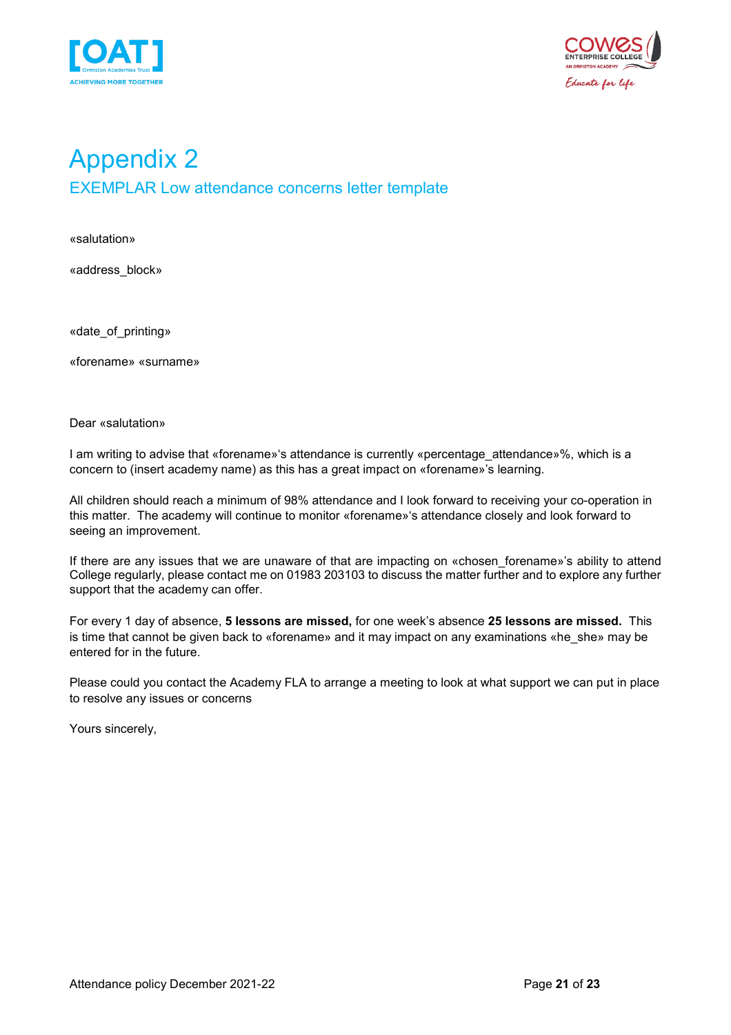# Appendix 2

## EXEMPLAR Low attendance concerns letter template

«salutation»

«address_block»

«date_of_printing»

«forename» «surname»

Dear «salutation»

I am writing to advise that «forename»'s attendance is currently «percentage_attendance»%, which is a concern to (insert academy name) as this has a great impact on «forename»'s learning.

All children should reach a minimum of 98% attendance and I look forward to receiving your co-operation in this matter. The academy will continue to monitor «forename»'s attendance closely and look forward to seeing an improvement.

If there are any issues that we are unaware of that are impacting on «chosen_forename»'s ability to attend College regularly, please contact me on 01983 203103 to discuss the matter further and to explore any further support that the academy can offer.

For every 1 day of absence, **5 lessons are missed,** for one week's absence **25 lessons are missed.** This is time that cannot be given back to «forename» and it may impact on any examinations «he_she» may be entered for in the future.

Please could you contact the Academy FLA to arrange a meeting to look at what support we can put in place to resolve any issues or concerns

Yours sincerely,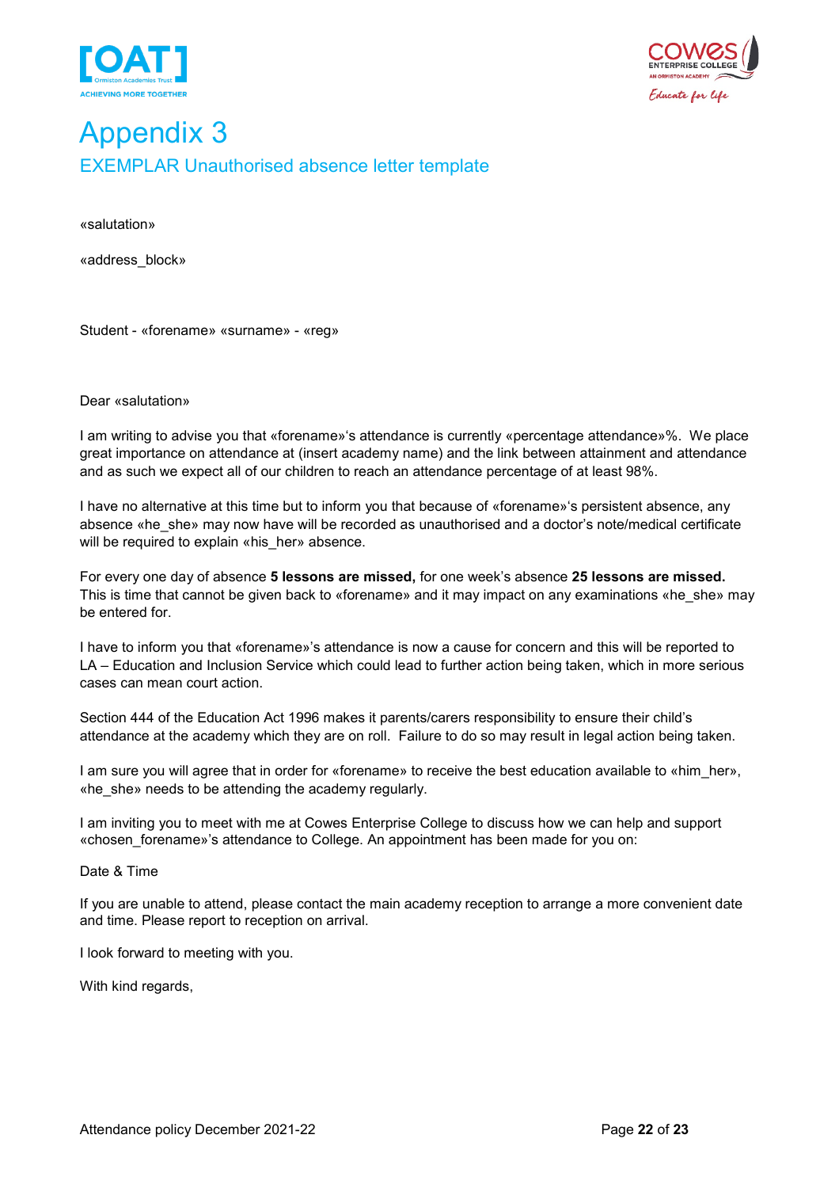# Appendix 3

## EXEMPLAR Unauthorised absence letter template

«salutation»

«address_block»

Student - «forename» «surname» - «reg»

Dear «salutation»

I am writing to advise you that «forename»'s attendance is currently «percentage attendance»%. We place great importance on attendance at (insert academy name) and the link between attainment and attendance and as such we expect all of our children to reach an attendance percentage of at least 98%.

I have no alternative at this time but to inform you that because of «forename»'s persistent absence, any absence «he_she» may now have will be recorded as unauthorised and a doctor's note/medical certificate will be required to explain «his_her» absence.

For every one day of absence **5 lessons are missed,** for one week's absence **25 lessons are missed.** This is time that cannot be given back to «forename» and it may impact on any examinations «he_she» may be entered for.

I have to inform you that «forename»'s attendance is now a cause for concern and this will be reported to LA – Education and Inclusion Service which could lead to further action being taken, which in more serious cases can mean court action.

Section 444 of the Education Act 1996 makes it parents/carers responsibility to ensure their child's attendance at the academy which they are on roll. Failure to do so may result in legal action being taken.

I am sure you will agree that in order for «forename» to receive the best education available to «him_her», «he_she» needs to be attending the academy regularly.

I am inviting you to meet with me at Cowes Enterprise College to discuss how we can help and support «chosen_forename»'s attendance to College. An appointment has been made for you on:

Date & Time

If you are unable to attend, please contact the main academy reception to arrange a more convenient date and time. Please report to reception on arrival.

I look forward to meeting with you.

With kind regards,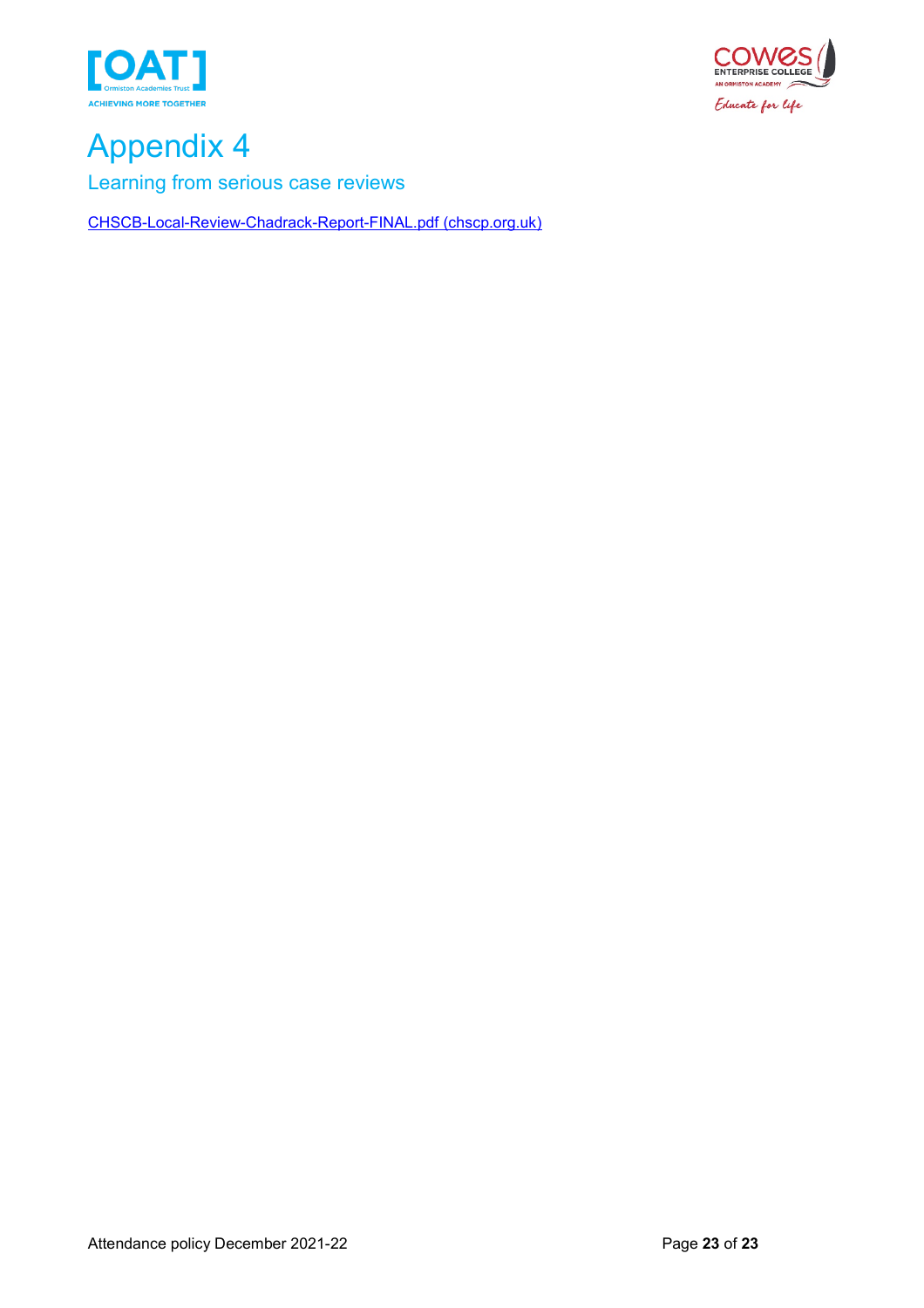# Appendix 4

## Learning from serious case reviews

CHSCB-Local-Review-Chadrack-Report-FINAL.pdf (chscp.org.uk)